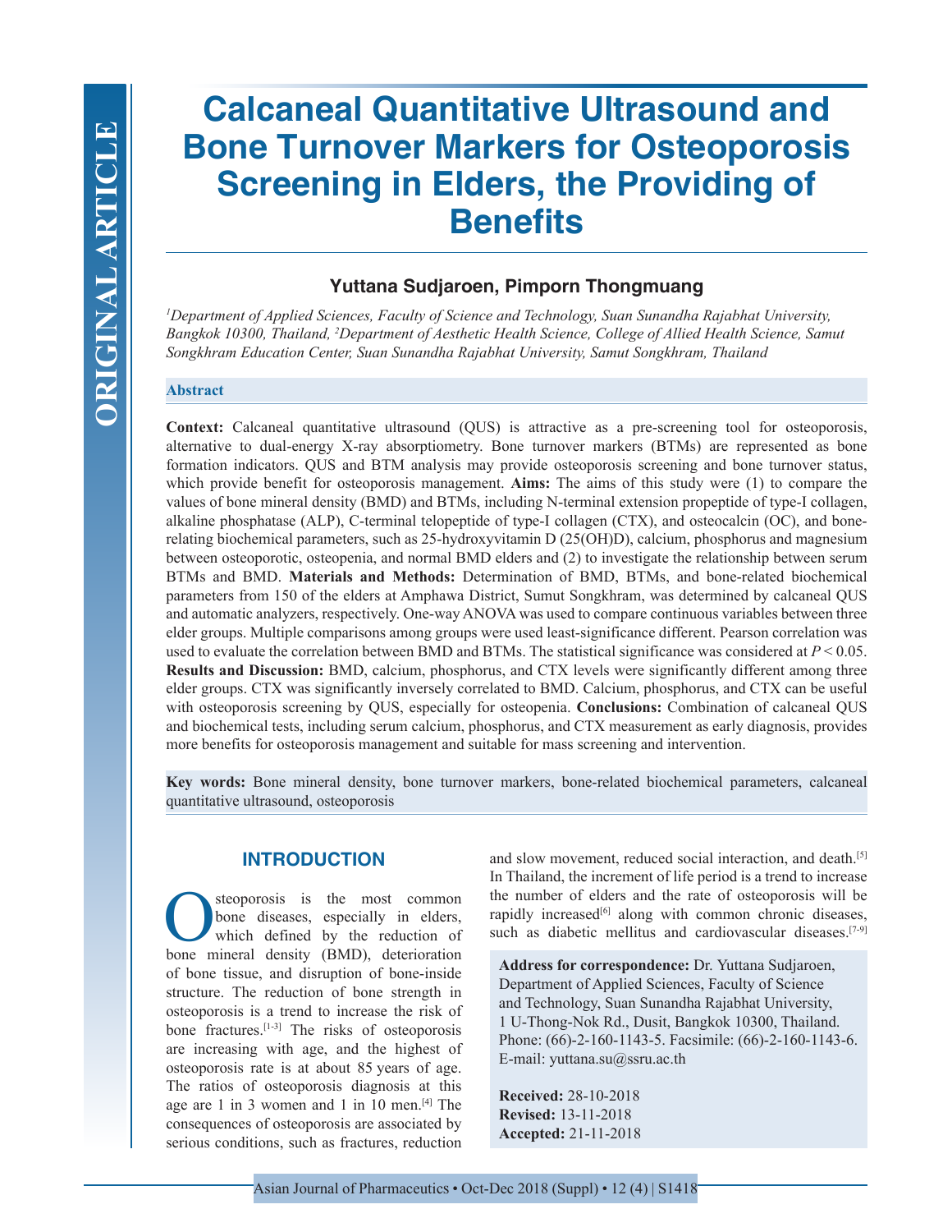# Calcaneal Quantitative Ultrasound and Bone Turnover Markers for Osteoporosis Screening in Elders, the Providing of Benefits

**Yuttana Sudjaroen, Pimporn Thongmuang**

*[1]Department of Applied Sciences, Faculty of Science and Technology, Suan Sunandha Rajabhat University, Bangkok 10300, Thailand, [2]Department of Aesthetic Health Science, College of Allied Health Science, Samut Songkhram Education Center, Suan Sunandha Rajabhat University, Samut Songkhram, Thailand*

## Abstract

**Context:** Calcaneal quantitative ultrasound (QUS) is attractive as a pre-screening tool for osteoporosis, alternative to dual-energy X-ray absorptiometry. Bone turnover markers (BTMs) are represented as bone formation indicators. QUS and BTM analysis may provide osteoporosis screening and bone turnover status, which provide benefit for osteoporosis management. **Aims:** The aims of this study were (1) to compare the values of bone mineral density (BMD) and BTMs, including N-terminal extension propeptide of type-I collagen, alkaline phosphatase (ALP), C-terminal telopeptide of type-I collagen (CTX), and osteocalcin (OC), and bone-relating biochemical parameters, such as 25-hydroxyvitamin D (25(OH)D), calcium, phosphorus and magnesium between osteoporotic, osteopenia, and normal BMD elders and (2) to investigate the relationship between serum BTMs and BMD. **Materials and Methods:** Determination of BMD, BTMs, and bone-related biochemical parameters from 150 of the elders at Amphawa District, Sumut Songkhram, was determined by calcaneal QUS and automatic analyzers, respectively. One-way ANOVA was used to compare continuous variables between three elder groups. Multiple comparisons among groups were used least-significance different. Pearson correlation was used to evaluate the correlation between BMD and BTMs. The statistical significance was considered at $P < 0.05$. **Results and Discussion:** BMD, calcium, phosphorus, and CTX levels were significantly different among three elder groups. CTX was significantly inversely correlated to BMD. Calcium, phosphorus, and CTX can be useful with osteoporosis screening by QUS, especially for osteopenia. **Conclusions:** Combination of calcaneal QUS and biochemical tests, including serum calcium, phosphorus, and CTX measurement as early diagnosis, provides more benefits for osteoporosis management and suitable for mass screening and intervention.

**Key words:** Bone mineral density, bone turnover markers, bone-related biochemical parameters, calcaneal quantitative ultrasound, osteoporosis

## INTRODUCTION

Osteoporosis is the most common bone diseases, especially in elders, which defined by the reduction of bone mineral density (BMD), deterioration of bone tissue, and disruption of bone-inside structure. The reduction of bone strength in osteoporosis is a trend to increase the risk of bone fractures.[1-3] The risks of osteoporosis are increasing with age, and the highest of osteoporosis rate is at about 85 years of age. The ratios of osteoporosis diagnosis at this age are 1 in 3 women and 1 in 10 men.[4] The consequences of osteoporosis are associated by serious conditions, such as fractures, reduction and slow movement, reduced social interaction, and death.[5] In Thailand, the increment of life period is a trend to increase the number of elders and the rate of osteoporosis will be rapidly increased[6] along with common chronic diseases, such as diabetic mellitus and cardiovascular diseases.[7-9]

**Address for correspondence:** Dr. Yuttana Sudjaroen, Department of Applied Sciences, Faculty of Science and Technology, Suan Sunandha Rajabhat University, 1 U-Thong-Nok Rd., Dusit, Bangkok 10300, Thailand. Phone: (66)-2-160-1143-5. Facsimile: (66)-2-160-1143-6. E-mail: yuttana.su@ssru.ac.th

**Received:** 28-10-2018
**Revised:** 13-11-2018
**Accepted:** 21-11-2018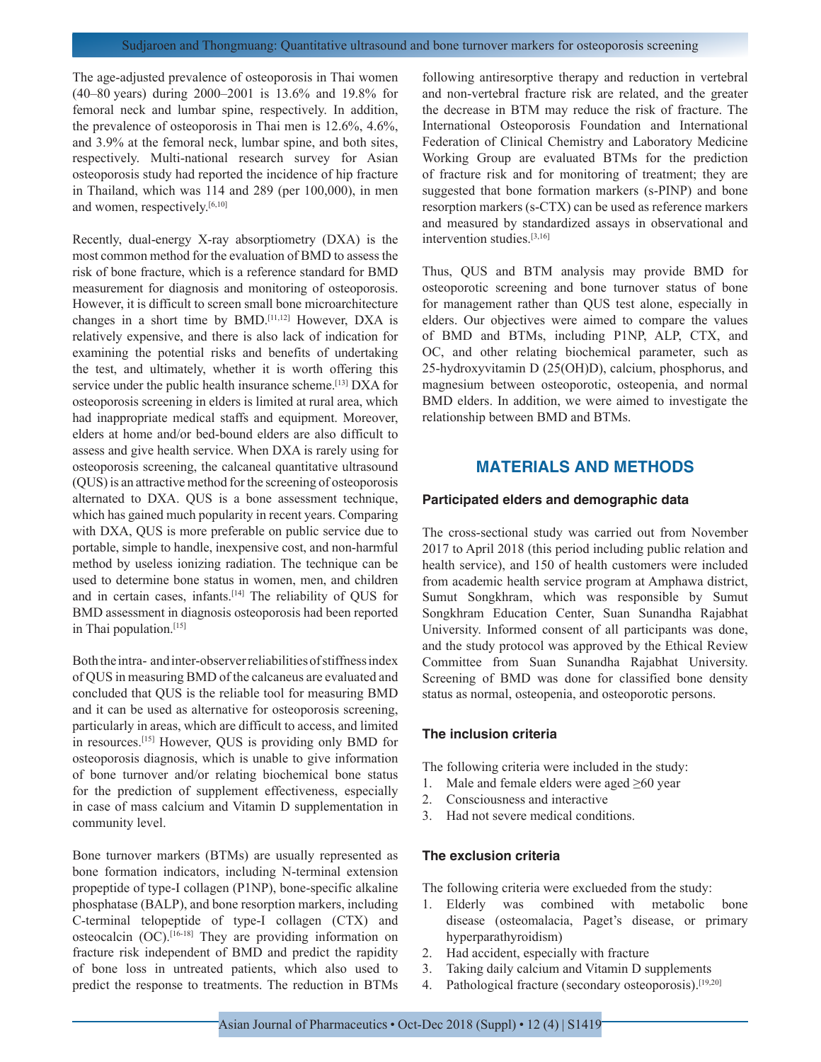The age-adjusted prevalence of osteoporosis in Thai women (40–80 years) during 2000–2001 is 13.6% and 19.8% for femoral neck and lumbar spine, respectively. In addition, the prevalence of osteoporosis in Thai men is 12.6%, 4.6%, and 3.9% at the femoral neck, lumbar spine, and both sites, respectively. Multi-national research survey for Asian osteoporosis study had reported the incidence of hip fracture in Thailand, which was 114 and 289 (per 100,000), in men and women, respectively.[6,10]

Recently, dual-energy X-ray absorptiometry (DXA) is the most common method for the evaluation of BMD to assess the risk of bone fracture, which is a reference standard for BMD measurement for diagnosis and monitoring of osteoporosis. However, it is difficult to screen small bone microarchitecture changes in a short time by BMD.[11,12] However, DXA is relatively expensive, and there is also lack of indication for examining the potential risks and benefits of undertaking the test, and ultimately, whether it is worth offering this service under the public health insurance scheme.[13] DXA for osteoporosis screening in elders is limited at rural area, which had inappropriate medical staffs and equipment. Moreover, elders at home and/or bed-bound elders are also difficult to assess and give health service. When DXA is rarely using for osteoporosis screening, the calcaneal quantitative ultrasound (QUS) is an attractive method for the screening of osteoporosis alternated to DXA. QUS is a bone assessment technique, which has gained much popularity in recent years. Comparing with DXA, QUS is more preferable on public service due to portable, simple to handle, inexpensive cost, and non-harmful method by useless ionizing radiation. The technique can be used to determine bone status in women, men, and children and in certain cases, infants.[14] The reliability of QUS for BMD assessment in diagnosis osteoporosis had been reported in Thai population.[15]

Both the intra- and inter-observer reliabilities of stiffness index of QUS in measuring BMD of the calcaneus are evaluated and concluded that QUS is the reliable tool for measuring BMD and it can be used as alternative for osteoporosis screening, particularly in areas, which are difficult to access, and limited in resources.[15] However, QUS is providing only BMD for osteoporosis diagnosis, which is unable to give information of bone turnover and/or relating biochemical bone status for the prediction of supplement effectiveness, especially in case of mass calcium and Vitamin D supplementation in community level.

Bone turnover markers (BTMs) are usually represented as bone formation indicators, including N-terminal extension propeptide of type-I collagen (P1NP), bone-specific alkaline phosphatase (BALP), and bone resorption markers, including C-terminal telopeptide of type-I collagen (CTX) and osteocalcin (OC).[16-18] They are providing information on fracture risk independent of BMD and predict the rapidity of bone loss in untreated patients, which also used to predict the response to treatments. The reduction in BTMs following antiresorptive therapy and reduction in vertebral and non-vertebral fracture risk are related, and the greater the decrease in BTM may reduce the risk of fracture. The International Osteoporosis Foundation and International Federation of Clinical Chemistry and Laboratory Medicine Working Group are evaluated BTMs for the prediction of fracture risk and for monitoring of treatment; they are suggested that bone formation markers (s-PINP) and bone resorption markers (s-CTX) can be used as reference markers and measured by standardized assays in observational and intervention studies.[3,16]

Thus, QUS and BTM analysis may provide BMD for osteoporotic screening and bone turnover status of bone for management rather than QUS test alone, especially in elders. Our objectives were aimed to compare the values of BMD and BTMs, including P1NP, ALP, CTX, and OC, and other relating biochemical parameter, such as 25-hydroxyvitamin D (25(OH)D), calcium, phosphorus, and magnesium between osteoporotic, osteopenia, and normal BMD elders. In addition, we were aimed to investigate the relationship between BMD and BTMs.

## MATERIALS AND METHODS

### Participated elders and demographic data

The cross-sectional study was carried out from November 2017 to April 2018 (this period including public relation and health service), and 150 of health customers were included from academic health service program at Amphawa district, Sumut Songkhram, which was responsible by Sumut Songkhram Education Center, Suan Sunandha Rajabhat University. Informed consent of all participants was done, and the study protocol was approved by the Ethical Review Committee from Suan Sunandha Rajabhat University. Screening of BMD was done for classified bone density status as normal, osteopenia, and osteoporotic persons.

### The inclusion criteria

The following criteria were included in the study:

1. Male and female elders were aged ≥60 year
2. Consciousness and interactive
3. Had not severe medical conditions.

### The exclusion criteria

The following criteria were exclueded from the study:

1. Elderly was combined with metabolic bone disease (osteomalacia, Paget's disease, or primary hyperparathyroidism)
2. Had accident, especially with fracture
3. Taking daily calcium and Vitamin D supplements
4. Pathological fracture (secondary osteoporosis).[19,20]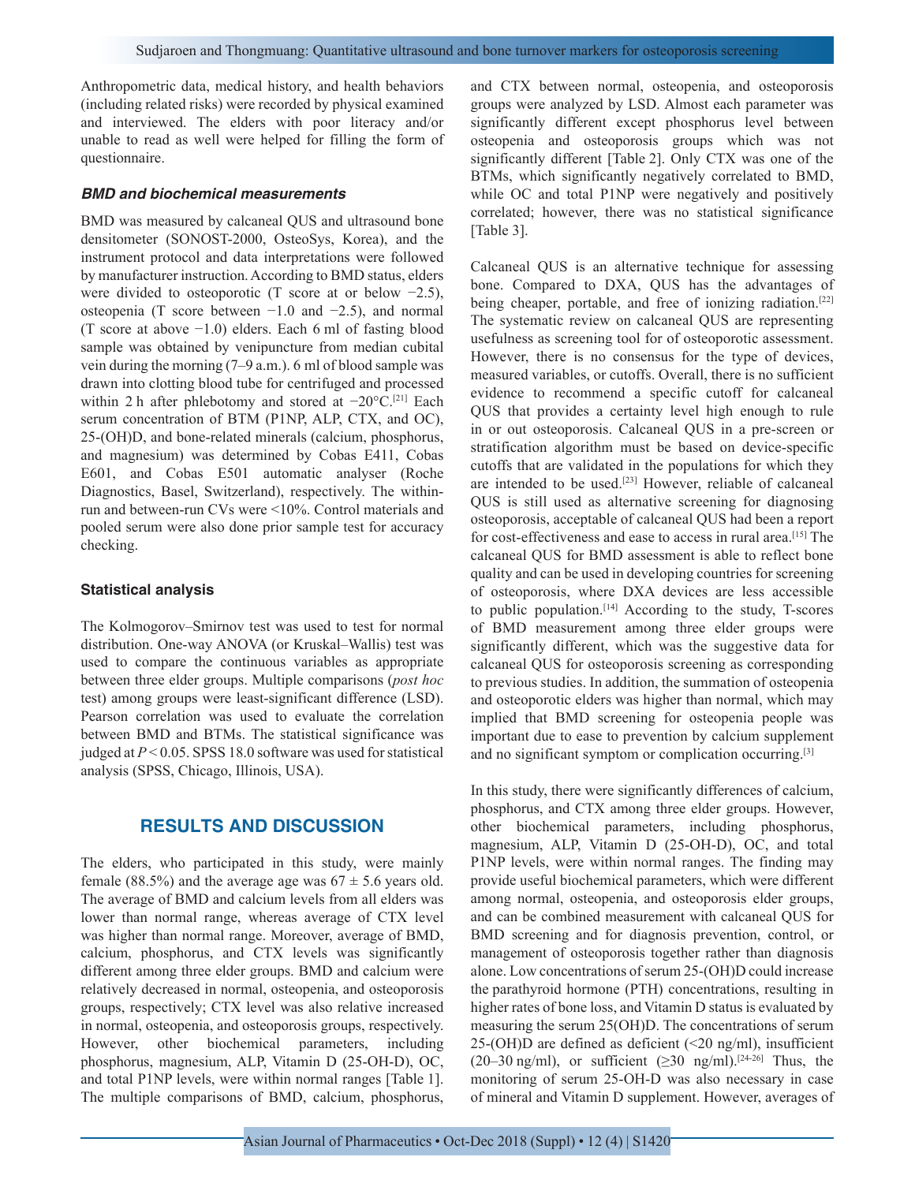Anthropometric data, medical history, and health behaviors (including related risks) were recorded by physical examined and interviewed. The elders with poor literacy and/or unable to read as well were helped for filling the form of questionnaire.

### *BMD and biochemical measurements*

BMD was measured by calcaneal QUS and ultrasound bone densitometer (SONOST-2000, OsteoSys, Korea), and the instrument protocol and data interpretations were followed by manufacturer instruction. According to BMD status, elders were divided to osteoporotic (T score at or below −2.5), osteopenia (T score between −1.0 and −2.5), and normal (T score at above −1.0) elders. Each 6 ml of fasting blood sample was obtained by venipuncture from median cubital vein during the morning (7–9 a.m.). 6 ml of blood sample was drawn into clotting blood tube for centrifuged and processed within 2 h after phlebotomy and stored at −20°C.[21] Each serum concentration of BTM (P1NP, ALP, CTX, and OC), 25-(OH)D, and bone-related minerals (calcium, phosphorus, and magnesium) was determined by Cobas E411, Cobas E601, and Cobas E501 automatic analyser (Roche Diagnostics, Basel, Switzerland), respectively. The within-run and between-run CVs were <10%. Control materials and pooled serum were also done prior sample test for accuracy checking.

### Statistical analysis

The Kolmogorov–Smirnov test was used to test for normal distribution. One-way ANOVA (or Kruskal–Wallis) test was used to compare the continuous variables as appropriate between three elder groups. Multiple comparisons (*post hoc* test) among groups were least-significant difference (LSD). Pearson correlation was used to evaluate the correlation between BMD and BTMs. The statistical significance was judged at $P < 0.05$. SPSS 18.0 software was used for statistical analysis (SPSS, Chicago, Illinois, USA).

## RESULTS AND DISCUSSION

The elders, who participated in this study, were mainly female (88.5%) and the average age was 67 ± 5.6 years old. The average of BMD and calcium levels from all elders was lower than normal range, whereas average of CTX level was higher than normal range. Moreover, average of BMD, calcium, phosphorus, and CTX levels was significantly different among three elder groups. BMD and calcium were relatively decreased in normal, osteopenia, and osteoporosis groups, respectively; CTX level was also relative increased in normal, osteopenia, and osteoporosis groups, respectively. However, other biochemical parameters, including phosphorus, magnesium, ALP, Vitamin D (25-OH-D), OC, and total P1NP levels, were within normal ranges [Table 1]. The multiple comparisons of BMD, calcium, phosphorus, and CTX between normal, osteopenia, and osteoporosis groups were analyzed by LSD. Almost each parameter was significantly different except phosphorus level between osteopenia and osteoporosis groups which was not significantly different [Table 2]. Only CTX was one of the BTMs, which significantly negatively correlated to BMD, while OC and total P1NP were negatively and positively correlated; however, there was no statistical significance [Table 3].

Calcaneal QUS is an alternative technique for assessing bone. Compared to DXA, QUS has the advantages of being cheaper, portable, and free of ionizing radiation.[22] The systematic review on calcaneal QUS are representing usefulness as screening tool for of osteoporotic assessment. However, there is no consensus for the type of devices, measured variables, or cutoffs. Overall, there is no sufficient evidence to recommend a specific cutoff for calcaneal QUS that provides a certainty level high enough to rule in or out osteoporosis. Calcaneal QUS in a pre-screen or stratification algorithm must be based on device-specific cutoffs that are validated in the populations for which they are intended to be used.[23] However, reliable of calcaneal QUS is still used as alternative screening for diagnosing osteoporosis, acceptable of calcaneal QUS had been a report for cost-effectiveness and ease to access in rural area.[15] The calcaneal QUS for BMD assessment is able to reflect bone quality and can be used in developing countries for screening of osteoporosis, where DXA devices are less accessible to public population.[14] According to the study, T-scores of BMD measurement among three elder groups were significantly different, which was the suggestive data for calcaneal QUS for osteoporosis screening as corresponding to previous studies. In addition, the summation of osteopenia and osteoporotic elders was higher than normal, which may implied that BMD screening for osteopenia people was important due to ease to prevention by calcium supplement and no significant symptom or complication occurring.[3]

In this study, there were significantly differences of calcium, phosphorus, and CTX among three elder groups. However, other biochemical parameters, including phosphorus, magnesium, ALP, Vitamin D (25-OH-D), OC, and total P1NP levels, were within normal ranges. The finding may provide useful biochemical parameters, which were different among normal, osteopenia, and osteoporosis elder groups, and can be combined measurement with calcaneal QUS for BMD screening and for diagnosis prevention, control, or management of osteoporosis together rather than diagnosis alone. Low concentrations of serum 25-(OH)D could increase the parathyroid hormone (PTH) concentrations, resulting in higher rates of bone loss, and Vitamin D status is evaluated by measuring the serum 25(OH)D. The concentrations of serum 25-(OH)D are defined as deficient (<20 ng/ml), insufficient (20–30 ng/ml), or sufficient (≥30 ng/ml).[24-26] Thus, the monitoring of serum 25-OH-D was also necessary in case of mineral and Vitamin D supplement. However, averages of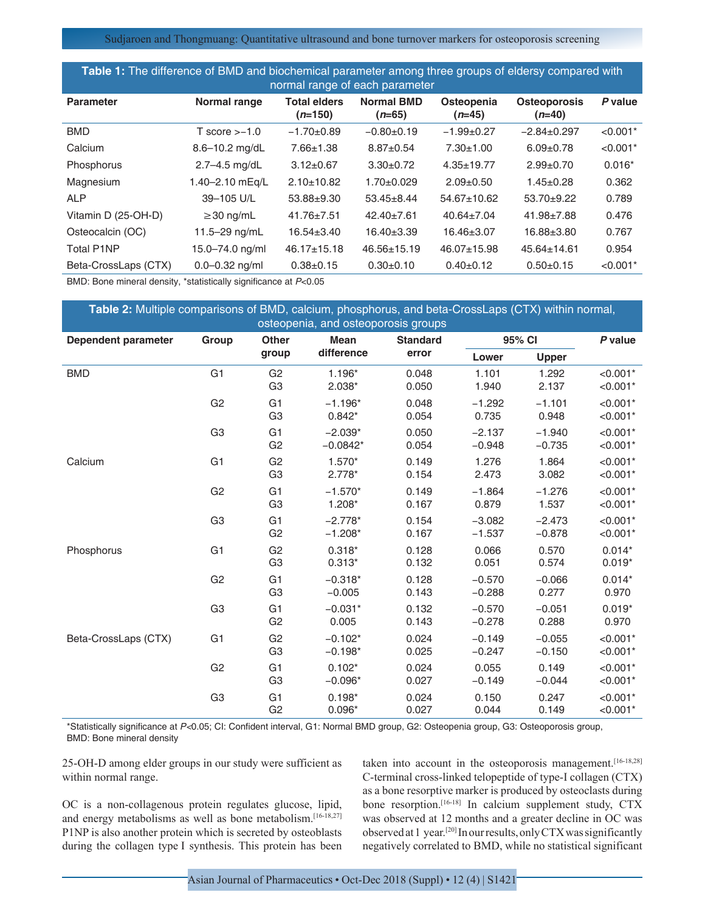**Table 1:** The difference of BMD and biochemical parameter among three groups of eldersy compared with normal range of each parameter

| Parameter | Normal range | Total elders (*n*=150) | Normal BMD (*n*=65) | Osteopenia (*n*=45) | Osteoporosis (*n*=40) | *P* value |
|---|---|---|---|---|---|---|
| BMD | T score >−1.0 | −1.70±0.89 | −0.80±0.19 | −1.99±0.27 | −2.84±0.297 | <0.001* |
| Calcium | 8.6–10.2 mg/dL | 7.66±1.38 | 8.87±0.54 | 7.30±1.00 | 6.09±0.78 | <0.001* |
| Phosphorus | 2.7–4.5 mg/dL | 3.12±0.67 | 3.30±0.72 | 4.35±19.77 | 2.99±0.70 | 0.016* |
| Magnesium | 1.40–2.10 mEq/L | 2.10±10.82 | 1.70±0.029 | 2.09±0.50 | 1.45±0.28 | 0.362 |
| ALP | 39–105 U/L | 53.88±9.30 | 53.45±8.44 | 54.67±10.62 | 53.70±9.22 | 0.789 |
| Vitamin D (25-OH-D) | ≥30 ng/mL | 41.76±7.51 | 42.40±7.61 | 40.64±7.04 | 41.98±7.88 | 0.476 |
| Osteocalcin (OC) | 11.5–29 ng/mL | 16.54±3.40 | 16.40±3.39 | 16.46±3.07 | 16.88±3.80 | 0.767 |
| Total P1NP | 15.0–74.0 ng/ml | 46.17±15.18 | 46.56±15.19 | 46.07±15.98 | 45.64±14.61 | 0.954 |
| Beta-CrossLaps (CTX) | 0.0–0.32 ng/ml | 0.38±0.15 | 0.30±0.10 | 0.40±0.12 | 0.50±0.15 | <0.001* |

BMD: Bone mineral density, *statistically significance at *P*<0.05

**Table 2:** Multiple comparisons of BMD, calcium, phosphorus, and beta-CrossLaps (CTX) within normal, osteopenia, and osteoporosis groups

| Dependent parameter | Group | Other group | Mean difference | Standard error | 95% CI | | *P* value |
|---|---|---|---|---|---|---|---|
| | | | | | Lower | Upper | |
| BMD | G1 | G2 | 1.196* | 0.048 | 1.101 | 1.292 | <0.001* |
| | | G3 | 2.038* | 0.050 | 1.940 | 2.137 | <0.001* |
| | G2 | G1 | −1.196* | 0.048 | −1.292 | −1.101 | <0.001* |
| | | G3 | 0.842* | 0.054 | 0.735 | 0.948 | <0.001* |
| | G3 | G1 | −2.039* | 0.050 | −2.137 | −1.940 | <0.001* |
| | | G2 | −0.0842* | 0.054 | −0.948 | −0.735 | <0.001* |
| Calcium | G1 | G2 | 1.570* | 0.149 | 1.276 | 1.864 | <0.001* |
| | | G3 | 2.778* | 0.154 | 2.473 | 3.082 | <0.001* |
| | G2 | G1 | −1.570* | 0.149 | −1.864 | −1.276 | <0.001* |
| | | G3 | 1.208* | 0.167 | 0.879 | 1.537 | <0.001* |
| | G3 | G1 | −2.778* | 0.154 | −3.082 | −2.473 | <0.001* |
| | | G2 | −1.208* | 0.167 | −1.537 | −0.878 | <0.001* |
| Phosphorus | G1 | G2 | 0.318* | 0.128 | 0.066 | 0.570 | 0.014* |
| | | G3 | 0.313* | 0.132 | 0.051 | 0.574 | 0.019* |
| | G2 | G1 | −0.318* | 0.128 | −0.570 | −0.066 | 0.014* |
| | | G3 | −0.005 | 0.143 | −0.288 | 0.277 | 0.970 |
| | G3 | G1 | −0.031* | 0.132 | −0.570 | −0.051 | 0.019* |
| | | G2 | 0.005 | 0.143 | −0.278 | 0.288 | 0.970 |
| Beta-CrossLaps (CTX) | G1 | G2 | −0.102* | 0.024 | −0.149 | −0.055 | <0.001* |
| | | G3 | −0.198* | 0.025 | −0.247 | −0.150 | <0.001* |
| | G2 | G1 | 0.102* | 0.024 | 0.055 | 0.149 | <0.001* |
| | | G3 | −0.096* | 0.027 | −0.149 | −0.044 | <0.001* |
| | G3 | G1 | 0.198* | 0.024 | 0.150 | 0.247 | <0.001* |
| | | G2 | 0.096* | 0.027 | 0.044 | 0.149 | <0.001* |

*Statistically significance at *P*<0.05; CI: Confident interval, G1: Normal BMD group, G2: Osteopenia group, G3: Osteoporosis group, BMD: Bone mineral density

25-OH-D among elder groups in our study were sufficient as within normal range.

OC is a non-collagenous protein regulates glucose, lipid, and energy metabolisms as well as bone metabolism.[16-18,27] P1NP is also another protein which is secreted by osteoblasts during the collagen type I synthesis. This protein has been taken into account in the osteoporosis management.[16-18,28] C-terminal cross-linked telopeptide of type-I collagen (CTX) as a bone resorptive marker is produced by osteoclasts during bone resorption.[16-18] In calcium supplement study, CTX was observed at 12 months and a greater decline in OC was observed at 1 year.[20] In our results, only CTX was significantly negatively correlated to BMD, while no statistical significant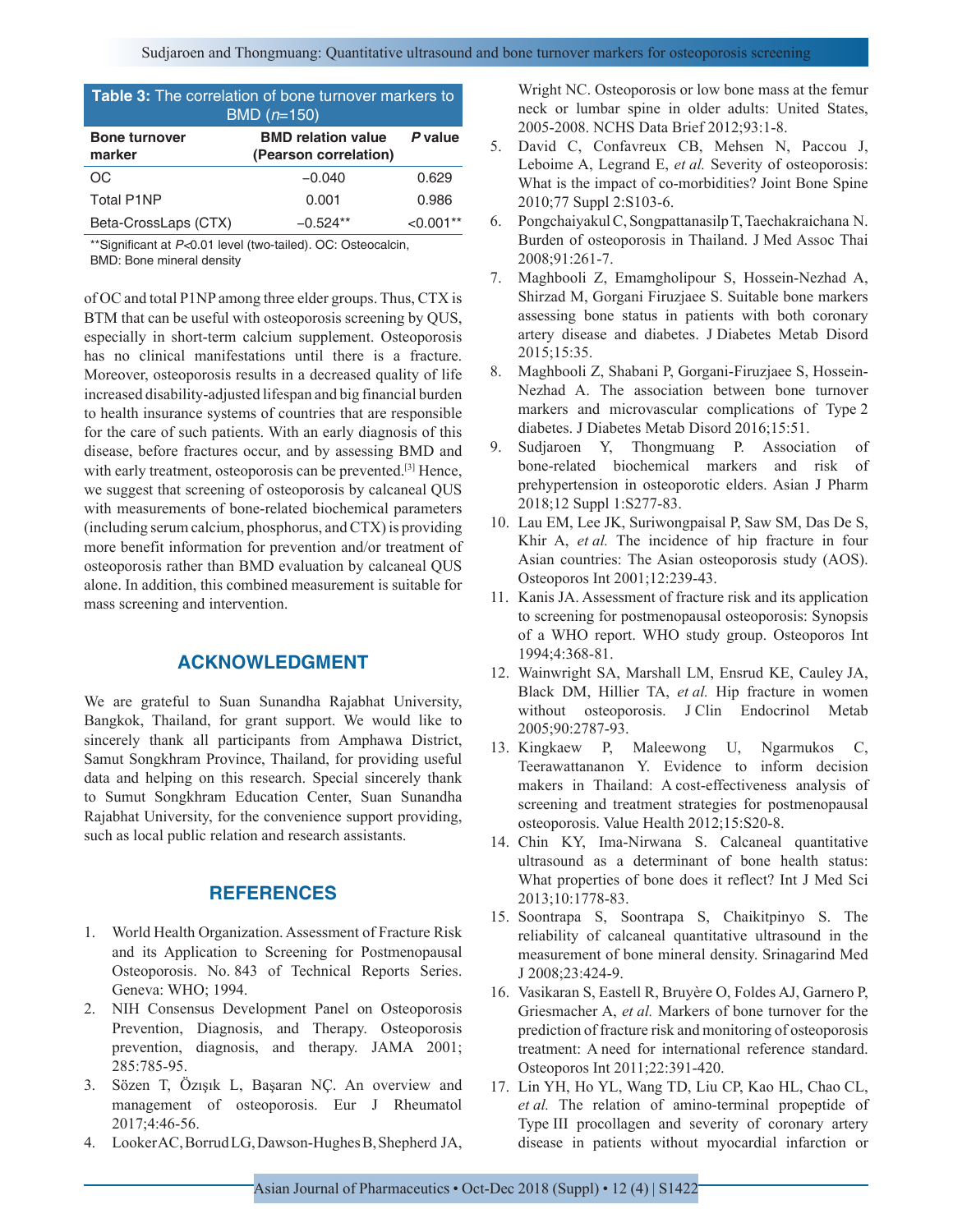**Table 3:** The correlation of bone turnover markers to BMD ($n$=150)

| Bone turnover marker | BMD relation value (Pearson correlation) | *P* value |
|---|---|---|
| OC | −0.040 | 0.629 |
| Total P1NP | 0.001 | 0.986 |
| Beta-CrossLaps (CTX) | −0.524** | <0.001** |

**Significant at $P$<0.01 level (two-tailed). OC: Osteocalcin, BMD: Bone mineral density

of OC and total P1NP among three elder groups. Thus, CTX is BTM that can be useful with osteoporosis screening by QUS, especially in short-term calcium supplement. Osteoporosis has no clinical manifestations until there is a fracture. Moreover, osteoporosis results in a decreased quality of life increased disability-adjusted lifespan and big financial burden to health insurance systems of countries that are responsible for the care of such patients. With an early diagnosis of this disease, before fractures occur, and by assessing BMD and with early treatment, osteoporosis can be prevented.[3] Hence, we suggest that screening of osteoporosis by calcaneal QUS with measurements of bone-related biochemical parameters (including serum calcium, phosphorus, and CTX) is providing more benefit information for prevention and/or treatment of osteoporosis rather than BMD evaluation by calcaneal QUS alone. In addition, this combined measurement is suitable for mass screening and intervention.

## ACKNOWLEDGMENT

We are grateful to Suan Sunandha Rajabhat University, Bangkok, Thailand, for grant support. We would like to sincerely thank all participants from Amphawa District, Samut Songkhram Province, Thailand, for providing useful data and helping on this research. Special sincerely thank to Sumut Songkhram Education Center, Suan Sunandha Rajabhat University, for the convenience support providing, such as local public relation and research assistants.

## REFERENCES

1. World Health Organization. Assessment of Fracture Risk and its Application to Screening for Postmenopausal Osteoporosis. No. 843 of Technical Reports Series. Geneva: WHO; 1994.
2. NIH Consensus Development Panel on Osteoporosis Prevention, Diagnosis, and Therapy. Osteoporosis prevention, diagnosis, and therapy. JAMA 2001; 285:785-95.
3. Sözen T, Özışık L, Başaran NÇ. An overview and management of osteoporosis. Eur J Rheumatol 2017;4:46-56.
4. Looker AC, Borrud LG, Dawson-Hughes B, Shepherd JA, Wright NC. Osteoporosis or low bone mass at the femur neck or lumbar spine in older adults: United States, 2005-2008. NCHS Data Brief 2012;93:1-8.
5. David C, Confavreux CB, Mehsen N, Paccou J, Leboime A, Legrand E, *et al.* Severity of osteoporosis: What is the impact of co-morbidities? Joint Bone Spine 2010;77 Suppl 2:S103-6.
6. Pongchaiyakul C, Songpattanasilp T, Taechakraichana N. Burden of osteoporosis in Thailand. J Med Assoc Thai 2008;91:261-7.
7. Maghbooli Z, Emamgholipour S, Hossein-Nezhad A, Shirzad M, Gorgani Firuzjaee S. Suitable bone markers assessing bone status in patients with both coronary artery disease and diabetes. J Diabetes Metab Disord 2015;15:35.
8. Maghbooli Z, Shabani P, Gorgani-Firuzjaee S, Hossein-Nezhad A. The association between bone turnover markers and microvascular complications of Type 2 diabetes. J Diabetes Metab Disord 2016;15:51.
9. Sudjaroen Y, Thongmuang P. Association of bone-related biochemical markers and risk of prehypertension in osteoporotic elders. Asian J Pharm 2018;12 Suppl 1:S277-83.
10. Lau EM, Lee JK, Suriwongpaisal P, Saw SM, Das De S, Khir A, *et al.* The incidence of hip fracture in four Asian countries: The Asian osteoporosis study (AOS). Osteoporos Int 2001;12:239-43.
11. Kanis JA. Assessment of fracture risk and its application to screening for postmenopausal osteoporosis: Synopsis of a WHO report. WHO study group. Osteoporos Int 1994;4:368-81.
12. Wainwright SA, Marshall LM, Ensrud KE, Cauley JA, Black DM, Hillier TA, *et al.* Hip fracture in women without osteoporosis. J Clin Endocrinol Metab 2005;90:2787-93.
13. Kingkaew P, Maleewong U, Ngarmukos C, Teerawattananon Y. Evidence to inform decision makers in Thailand: A cost-effectiveness analysis of screening and treatment strategies for postmenopausal osteoporosis. Value Health 2012;15:S20-8.
14. Chin KY, Ima-Nirwana S. Calcaneal quantitative ultrasound as a determinant of bone health status: What properties of bone does it reflect? Int J Med Sci 2013;10:1778-83.
15. Soontrapa S, Soontrapa S, Chaikitpinyo S. The reliability of calcaneal quantitative ultrasound in the measurement of bone mineral density. Srinagarind Med J 2008;23:424-9.
16. Vasikaran S, Eastell R, Bruyère O, Foldes AJ, Garnero P, Griesmacher A, *et al.* Markers of bone turnover for the prediction of fracture risk and monitoring of osteoporosis treatment: A need for international reference standard. Osteoporos Int 2011;22:391-420.
17. Lin YH, Ho YL, Wang TD, Liu CP, Kao HL, Chao CL, *et al.* The relation of amino-terminal propeptide of Type III procollagen and severity of coronary artery disease in patients without myocardial infarction or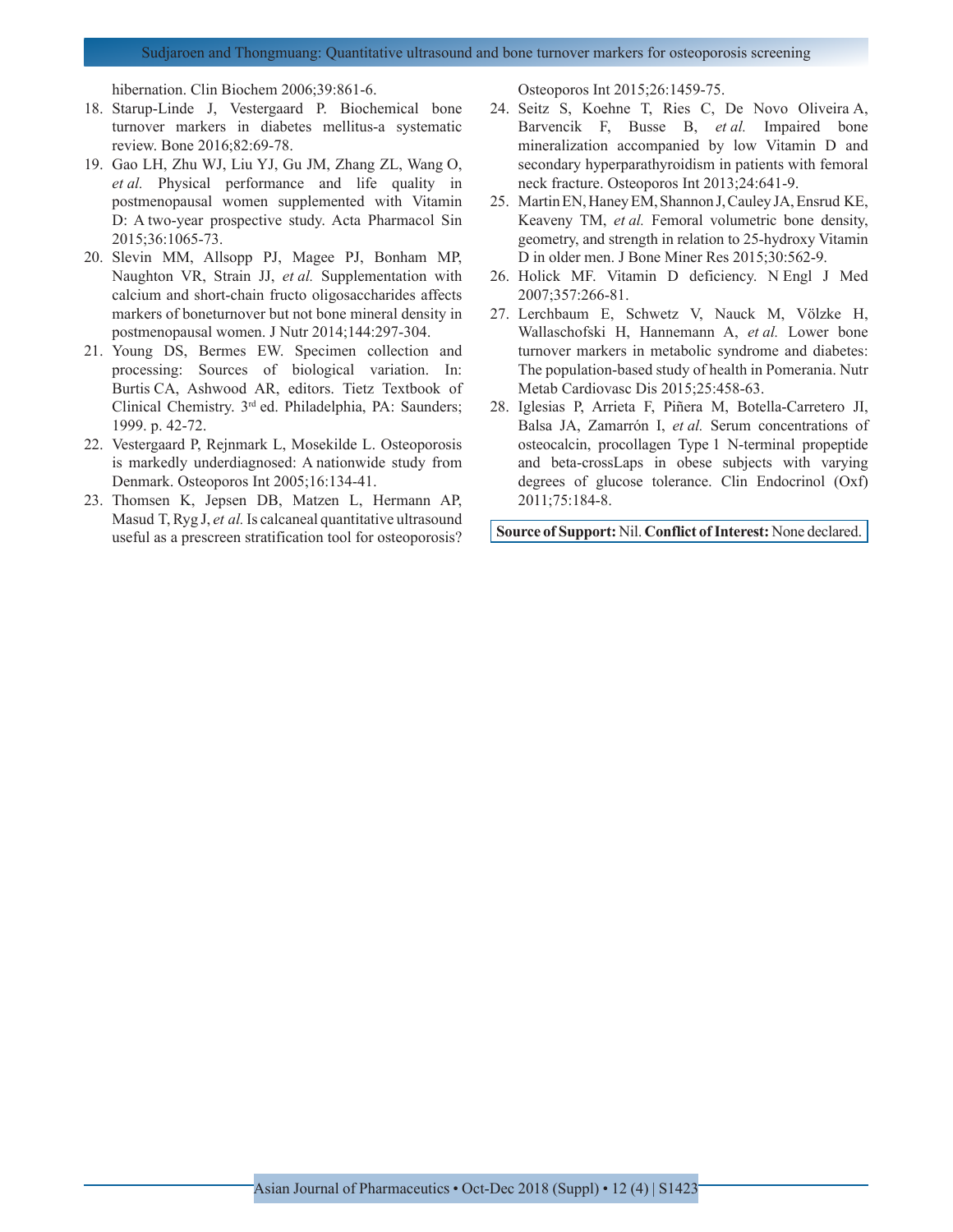hibernation. Clin Biochem 2006;39:861-6.

18. Starup-Linde J, Vestergaard P. Biochemical bone turnover markers in diabetes mellitus-a systematic review. Bone 2016;82:69-78.
19. Gao LH, Zhu WJ, Liu YJ, Gu JM, Zhang ZL, Wang O, *et al.* Physical performance and life quality in postmenopausal women supplemented with Vitamin D: A two-year prospective study. Acta Pharmacol Sin 2015;36:1065-73.
20. Slevin MM, Allsopp PJ, Magee PJ, Bonham MP, Naughton VR, Strain JJ, *et al.* Supplementation with calcium and short-chain fructo oligosaccharides affects markers of boneturnover but not bone mineral density in postmenopausal women. J Nutr 2014;144:297-304.
21. Young DS, Bermes EW. Specimen collection and processing: Sources of biological variation. In: Burtis CA, Ashwood AR, editors. Tietz Textbook of Clinical Chemistry. 3rd ed. Philadelphia, PA: Saunders; 1999. p. 42-72.
22. Vestergaard P, Rejnmark L, Mosekilde L. Osteoporosis is markedly underdiagnosed: A nationwide study from Denmark. Osteoporos Int 2005;16:134-41.
23. Thomsen K, Jepsen DB, Matzen L, Hermann AP, Masud T, Ryg J, *et al.* Is calcaneal quantitative ultrasound useful as a prescreen stratification tool for osteoporosis? Osteoporos Int 2015;26:1459-75.
24. Seitz S, Koehne T, Ries C, De Novo Oliveira A, Barvencik F, Busse B, *et al.* Impaired bone mineralization accompanied by low Vitamin D and secondary hyperparathyroidism in patients with femoral neck fracture. Osteoporos Int 2013;24:641-9.
25. Martin EN, Haney EM, Shannon J, Cauley JA, Ensrud KE, Keaveny TM, *et al.* Femoral volumetric bone density, geometry, and strength in relation to 25-hydroxy Vitamin D in older men. J Bone Miner Res 2015;30:562-9.
26. Holick MF. Vitamin D deficiency. N Engl J Med 2007;357:266-81.
27. Lerchbaum E, Schwetz V, Nauck M, Völzke H, Wallaschofski H, Hannemann A, *et al.* Lower bone turnover markers in metabolic syndrome and diabetes: The population-based study of health in Pomerania. Nutr Metab Cardiovasc Dis 2015;25:458-63.
28. Iglesias P, Arrieta F, Piñera M, Botella-Carretero JI, Balsa JA, Zamarrón I, *et al.* Serum concentrations of osteocalcin, procollagen Type 1 N-terminal propeptide and beta-crossLaps in obese subjects with varying degrees of glucose tolerance. Clin Endocrinol (Oxf) 2011;75:184-8.

**Source of Support:** Nil. **Conflict of Interest:** None declared.